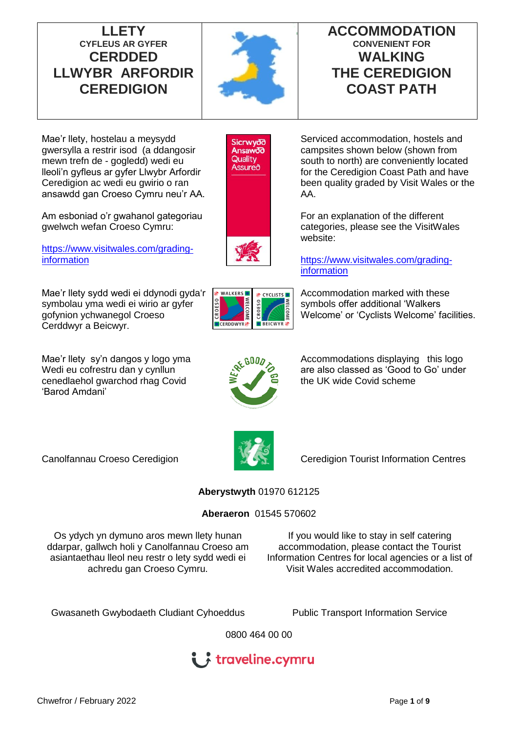# LLETY
### CYFLEUS AR GYFER
# CERDDED LLWYBR ARFORDIR CEREDIGION

# ACCOMMODATION
### CONVENIENT FOR
# WALKING THE CEREDIGION COAST PATH

Mae'r llety, hostelau a meysydd gwersylla a restrir isod (a ddangosir mewn trefn de - gogledd) wedi eu lleoli'n gyfleus ar gyfer Llwybr Arfordir Ceredigion ac wedi eu gwirio o ran ansawdd gan Croeso Cymru neu'r AA.

Am esboniad o'r gwahanol gategoriau gwelwch wefan Croeso Cymru:

https://www.visitwales.com/grading-information

Serviced accommodation, hostels and campsites shown below (shown from south to north) are conveniently located for the Ceredigion Coast Path and have been quality graded by Visit Wales or the AA.

For an explanation of the different categories, please see the VisitWales website:

https://www.visitwales.com/grading-information

Sicrwydd Ansawdd Quality Assured

Mae'r llety sydd wedi ei ddynodi gyda'r symbolau yma wedi ei wirio ar gyfer gofynion ychwanegol Croeso Cerddwyr a Beicwyr.

Accommodation marked with these symbols offer additional 'Walkers Welcome' or 'Cyclists Welcome' facilities.

Mae'r llety sy'n dangos y logo yma Wedi eu cofrestru dan y cynllun cenedlaethol gwarchod rhag Covid 'Barod Amdani'

Accommodations displaying this logo are also classed as 'Good to Go' under the UK wide Covid scheme

Canolfannau Croeso Ceredigion

Ceredigion Tourist Information Centres

**Aberystwyth** 01970 612125

**Aberaeron** 01545 570602

Os ydych yn dymuno aros mewn llety hunan ddarpar, gallwch holi y Canolfannau Croeso am asiantaethau lleol neu restr o lety sydd wedi ei achredu gan Croeso Cymru.

If you would like to stay in self catering accommodation, please contact the Tourist Information Centres for local agencies or a list of Visit Wales accredited accommodation.

Gwasanaeth Gwybodaeth Cludiant Cyhoeddus

Public Transport Information Service

0800 464 00 00

traveline.cymru

Chwefror / February 2022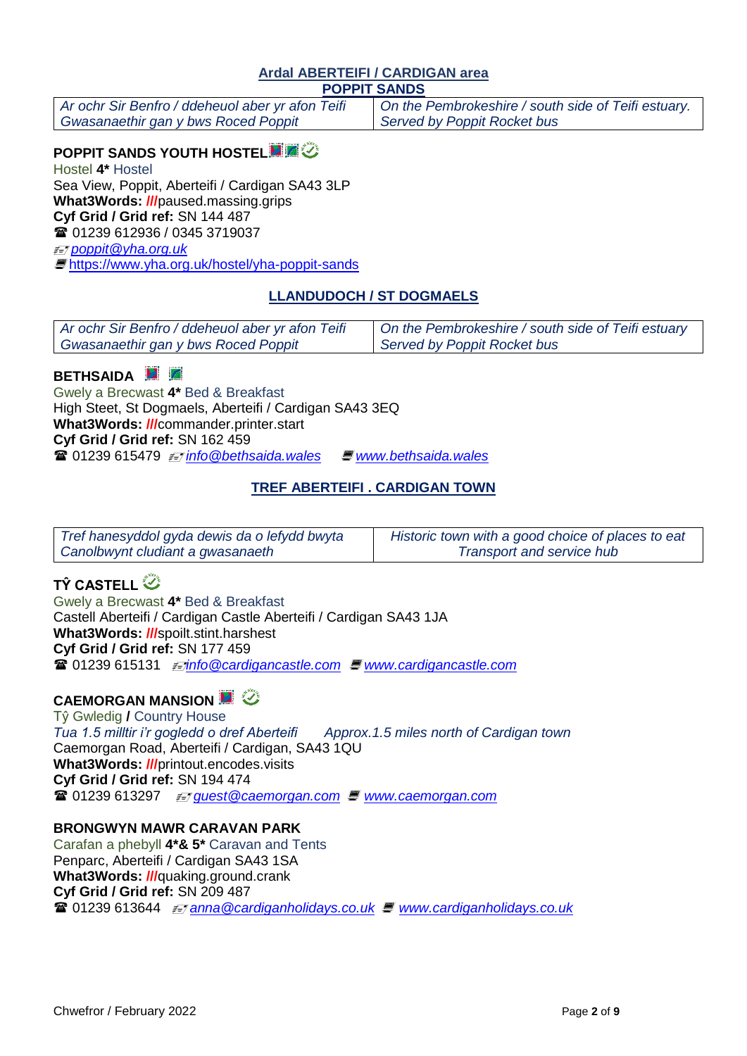## Ardal ABERTEIFI / CARDIGAN area

### POPPIT SANDS

| *Ar ochr Sir Benfro / ddeheuol aber yr afon Teifi Gwasanaethir gan y bws Roced Poppit* | *On the Pembrokeshire / south side of Teifi estuary. Served by Poppit Rocket bus* |
|---|---|

**POPPIT SANDS YOUTH HOSTEL**

Hostel **4*** Hostel
Sea View, Poppit, Aberteifi / Cardigan SA43 3LP
**What3Words: ///**paused.massing.grips
**Cyf Grid / Grid ref:** SN 144 487
☎ 01239 612936 / 0345 3719037
*poppit@yha.org.uk*
https://www.yha.org.uk/hostel/yha-poppit-sands

### LLANDUDOCH / ST DOGMAELS

| *Ar ochr Sir Benfro / ddeheuol aber yr afon Teifi Gwasanaethir gan y bws Roced Poppit* | *On the Pembrokeshire / south side of Teifi estuary Served by Poppit Rocket bus* |
|---|---|

**BETHSAIDA**

Gwely a Brecwast **4*** Bed & Breakfast
High Steet, St Dogmaels, Aberteifi / Cardigan SA43 3EQ
**What3Words: ///**commander.printer.start
**Cyf Grid / Grid ref:** SN 162 459
☎ 01239 615479 *info@bethsaida.wales* *www.bethsaida.wales*

### TREF ABERTEIFI . CARDIGAN TOWN

| *Tref hanesyddol gyda dewis da o lefydd bwyta Canolbwynt cludiant a gwasanaeth* | *Historic town with a good choice of places to eat Transport and service hub* |
|---|---|

**TŶ CASTELL**

Gwely a Brecwast **4*** Bed & Breakfast
Castell Aberteifi / Cardigan Castle Aberteifi / Cardigan SA43 1JA
**What3Words: ///**spoilt.stint.harshest
**Cyf Grid / Grid ref:** SN 177 459
☎ 01239 615131 *info@cardigancastle.com* *www.cardigancastle.com*

**CAEMORGAN MANSION**

Tŷ Gwledig **/** Country House
*Tua 1.5 milltir i'r gogledd o dref Aberteifi* *Approx.1.5 miles north of Cardigan town*
Caemorgan Road, Aberteifi / Cardigan, SA43 1QU
**What3Words: ///**printout.encodes.visits
**Cyf Grid / Grid ref:** SN 194 474
☎ 01239 613297 *guest@caemorgan.com* *www.caemorgan.com*

**BRONGWYN MAWR CARAVAN PARK**

Carafan a phebyll **4*& 5*** Caravan and Tents
Penparc, Aberteifi / Cardigan SA43 1SA
**What3Words: ///**quaking.ground.crank
**Cyf Grid / Grid ref:** SN 209 487
☎ 01239 613644 *anna@cardiganholidays.co.uk* *www.cardiganholidays.co.uk*

Chwefror / February 2022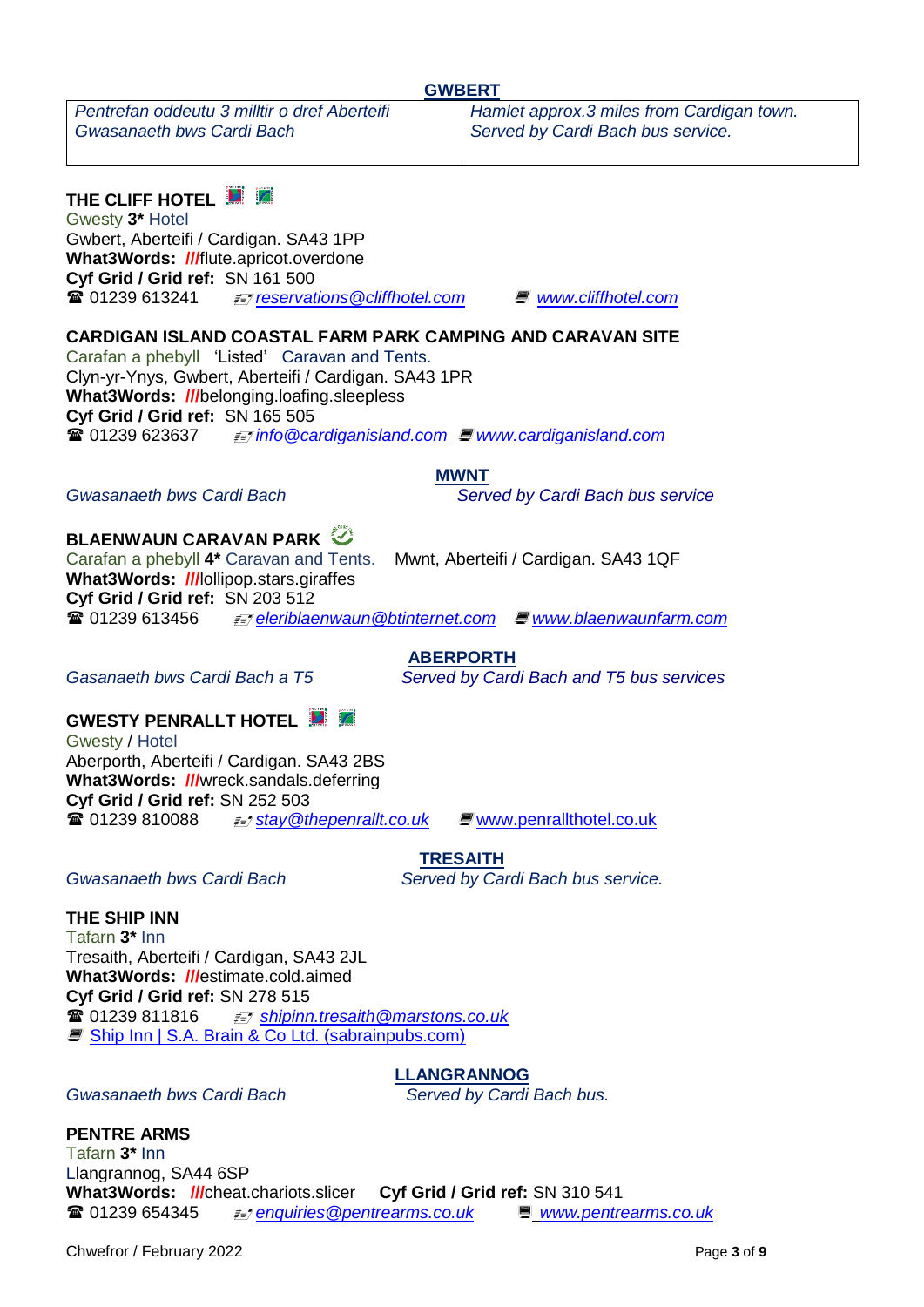## GWBERT

| *Pentrefan oddeutu 3 milltir o dref Aberteifi Gwasanaeth bws Cardi Bach* | *Hamlet approx.3 miles from Cardigan town. Served by Cardi Bach bus service.* |
|---|---|

**THE CLIFF HOTEL**
Gwesty **3*** Hotel
Gwbert, Aberteifi / Cardigan. SA43 1PP
**What3Words: ///**flute.apricot.overdone
**Cyf Grid / Grid ref:** SN 161 500
☎ 01239 613241 *reservations@cliffhotel.com* *www.cliffhotel.com*

**CARDIGAN ISLAND COASTAL FARM PARK CAMPING AND CARAVAN SITE**
Carafan a phebyll 'Listed' Caravan and Tents.
Clyn-yr-Ynys, Gwbert, Aberteifi / Cardigan. SA43 1PR
**What3Words: ///**belonging.loafing.sleepless
**Cyf Grid / Grid ref:** SN 165 505
☎ 01239 623637 *info@cardiganisland.com* *www.cardiganisland.com*

## MWNT

*Gwasanaeth bws Cardi Bach* *Served by Cardi Bach bus service*

**BLAENWAUN CARAVAN PARK**
Carafan a phebyll **4*** Caravan and Tents. Mwnt, Aberteifi / Cardigan. SA43 1QF
**What3Words: ///**lollipop.stars.giraffes
**Cyf Grid / Grid ref:** SN 203 512
☎ 01239 613456 *eleriblaenwaun@btinternet.com* *www.blaenwaunfarm.com*

## ABERPORTH

*Gasanaeth bws Cardi Bach a T5* *Served by Cardi Bach and T5 bus services*

**GWESTY PENRALLT HOTEL**
Gwesty / Hotel
Aberporth, Aberteifi / Cardigan. SA43 2BS
**What3Words: ///**wreck.sandals.deferring
**Cyf Grid / Grid ref:** SN 252 503
☎ 01239 810088 *stay@thepenrallt.co.uk* www.penrallthotel.co.uk

## TRESAITH

*Gwasanaeth bws Cardi Bach* *Served by Cardi Bach bus service.*

**THE SHIP INN**
Tafarn **3*** Inn
Tresaith, Aberteifi / Cardigan, SA43 2JL
**What3Words: ///**estimate.cold.aimed
**Cyf Grid / Grid ref:** SN 278 515
☎ 01239 811816 *shipinn.tresaith@marstons.co.uk*
Ship Inn | S.A. Brain & Co Ltd. (sabrainpubs.com)

## LLANGRANNOG

*Gwasanaeth bws Cardi Bach* *Served by Cardi Bach bus.*

**PENTRE ARMS**
Tafarn **3*** Inn
Llangrannog, SA44 6SP
**What3Words: ///**cheat.chariots.slicer **Cyf Grid / Grid ref:** SN 310 541
☎ 01239 654345 *enquiries@pentrearms.co.uk* *www.pentrearms.co.uk*

Chwefror / February 2022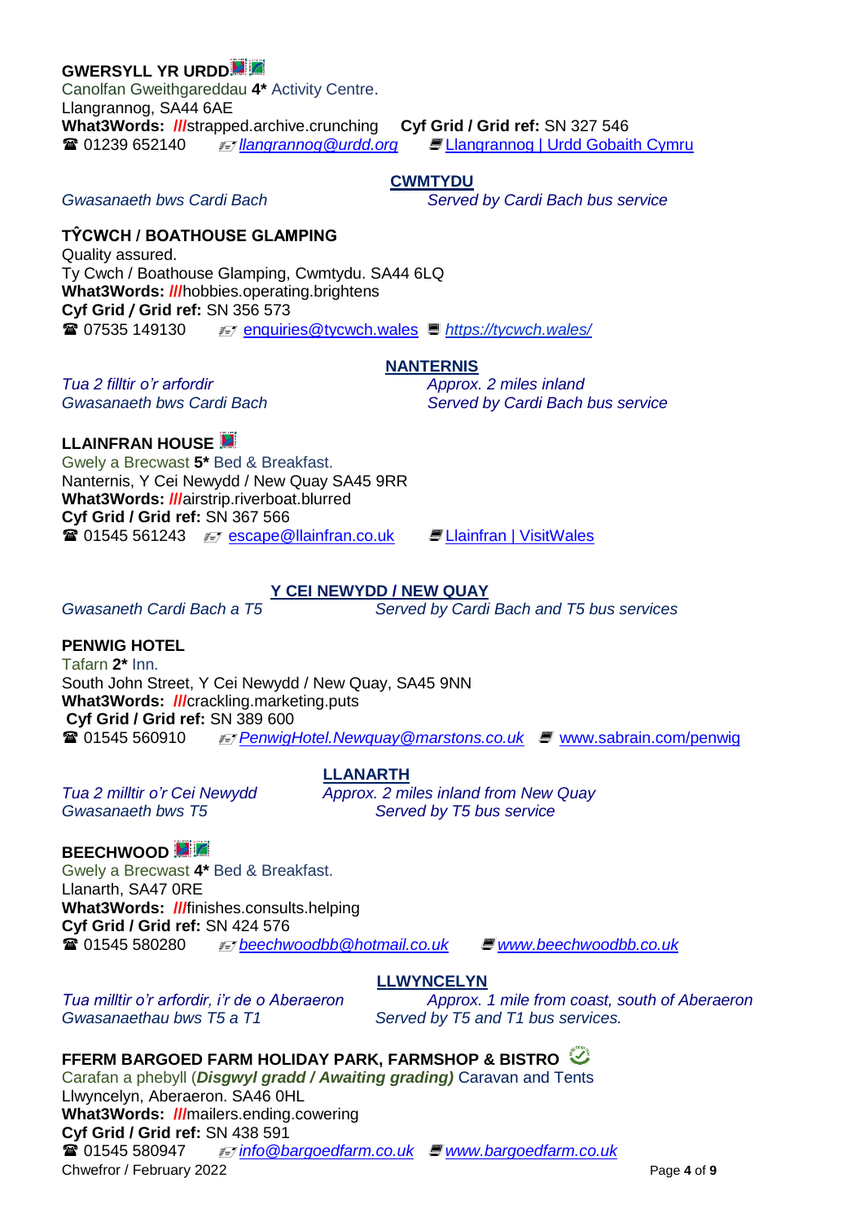**GWERSYLL YR URDD**

Canolfan Gweithgareddau **4*** Activity Centre.
Llangrannog, SA44 6AE
**What3Words:** ***///***strapped.archive.crunching **Cyf Grid / Grid ref:** SN 327 546
☎ 01239 652140 *llangrannog@urdd.org* Llangrannog | Urdd Gobaith Cymru

## CWMTYDU

*Gwasanaeth bws Cardi Bach* — *Served by Cardi Bach bus service*

**TŶCWCH / BOATHOUSE GLAMPING**

Quality assured.
Ty Cwch / Boathouse Glamping, Cwmtydu. SA44 6LQ
**What3Words:** ***///***hobbies.operating.brightens
**Cyf Grid / Grid ref:** SN 356 573
☎ 07535 149130 enquiries@tycwch.wales *https://tycwch.wales/*

## NANTERNIS

*Tua 2 filltir o'r arfordir* — *Approx. 2 miles inland*
*Gwasanaeth bws Cardi Bach* — *Served by Cardi Bach bus service*

**LLAINFRAN HOUSE**

Gwely a Brecwast **5*** Bed & Breakfast.
Nanternis, Y Cei Newydd / New Quay SA45 9RR
**What3Words:** ***///***airstrip.riverboat.blurred
**Cyf Grid / Grid ref:** SN 367 566
☎ 01545 561243 escape@llainfran.co.uk Llainfran | VisitWales

## Y CEI NEWYDD / NEW QUAY

*Gwasaneth Cardi Bach a T5* — *Served by Cardi Bach and T5 bus services*

**PENWIG HOTEL**

Tafarn **2*** Inn.
South John Street, Y Cei Newydd / New Quay, SA45 9NN
**What3Words:** ***///***crackling.marketing.puts
**Cyf Grid / Grid ref:** SN 389 600
☎ 01545 560910 *PenwigHotel.Newquay@marstons.co.uk* www.sabrain.com/penwig

## LLANARTH

*Tua 2 milltir o'r Cei Newydd* — *Approx. 2 miles inland from New Quay*
*Gwasanaeth bws T5* — *Served by T5 bus service*

**BEECHWOOD**

Gwely a Brecwast **4*** Bed & Breakfast.
Llanarth, SA47 0RE
**What3Words:** ***///***finishes.consults.helping
**Cyf Grid / Grid ref:** SN 424 576
☎ 01545 580280 *beechwoodbb@hotmail.co.uk* *www.beechwoodbb.co.uk*

## LLWYNCELYN

*Tua milltir o'r arfordir, i'r de o Aberaeron* — *Approx. 1 mile from coast, south of Aberaeron*
*Gwasanaethau bws T5 a T1* — *Served by T5 and T1 bus services.*

**FFERM BARGOED FARM HOLIDAY PARK, FARMSHOP & BISTRO**

Carafan a phebyll (***Disgwyl gradd / Awaiting grading)*** Caravan and Tents
Llwyncelyn, Aberaeron. SA46 0HL
**What3Words:** ***///***mailers.ending.cowering
**Cyf Grid / Grid ref:** SN 438 591
☎ 01545 580947 *info@bargoedfarm.co.uk* *www.bargoedfarm.co.uk*

Chwefror / February 2022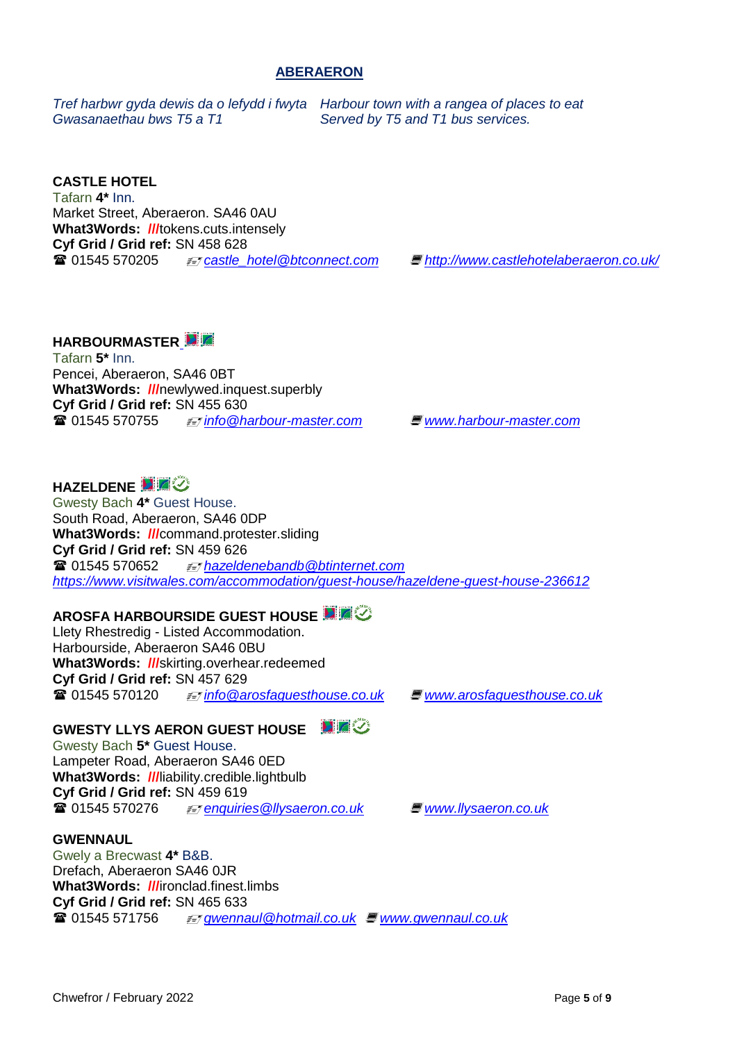## ABERAERON

*Tref harbwr gyda dewis da o lefydd i fwyta* *Harbour town with a rangea of places to eat*
*Gwasanaethau bws T5 a T1* *Served by T5 and T1 bus services.*

**CASTLE HOTEL**
Tafarn **4*** Inn.
Market Street, Aberaeron. SA46 0AU
**What3Words: ///**tokens.cuts.intensely
**Cyf Grid / Grid ref:** SN 458 628
☎ 01545 570205 *castle_hotel@btconnect.com* *http://www.castlehotelaberaeron.co.uk/*

**HARBOURMASTER**
Tafarn **5*** Inn.
Pencei, Aberaeron, SA46 0BT
**What3Words: ///**newlywed.inquest.superbly
**Cyf Grid / Grid ref:** SN 455 630
☎ 01545 570755 *info@harbour-master.com* *www.harbour-master.com*

**HAZELDENE**
Gwesty Bach **4*** Guest House.
South Road, Aberaeron, SA46 0DP
**What3Words: ///**command.protester.sliding
**Cyf Grid / Grid ref:** SN 459 626
☎ 01545 570652 *hazeldenebandb@btinternet.com*
*https://www.visitwales.com/accommodation/guest-house/hazeldene-guest-house-236612*

**AROSFA HARBOURSIDE GUEST HOUSE**
Llety Rhestredig - Listed Accommodation.
Harbourside, Aberaeron SA46 0BU
**What3Words: ///**skirting.overhear.redeemed
**Cyf Grid / Grid ref:** SN 457 629
☎ 01545 570120 *info@arosfaguesthouse.co.uk* *www.arosfaguesthouse.co.uk*

**GWESTY LLYS AERON GUEST HOUSE**
Gwesty Bach **5*** Guest House.
Lampeter Road, Aberaeron SA46 0ED
**What3Words: ///**liability.credible.lightbulb
**Cyf Grid / Grid ref:** SN 459 619
☎ 01545 570276 *enquiries@llysaeron.co.uk* *www.llysaeron.co.uk*

**GWENNAUL**
Gwely a Brecwast **4*** B&B.
Drefach, Aberaeron SA46 0JR
**What3Words: ///**ironclad.finest.limbs
**Cyf Grid / Grid ref:** SN 465 633
☎ 01545 571756 *gwennaul@hotmail.co.uk* *www.gwennaul.co.uk*

Chwefror / February 2022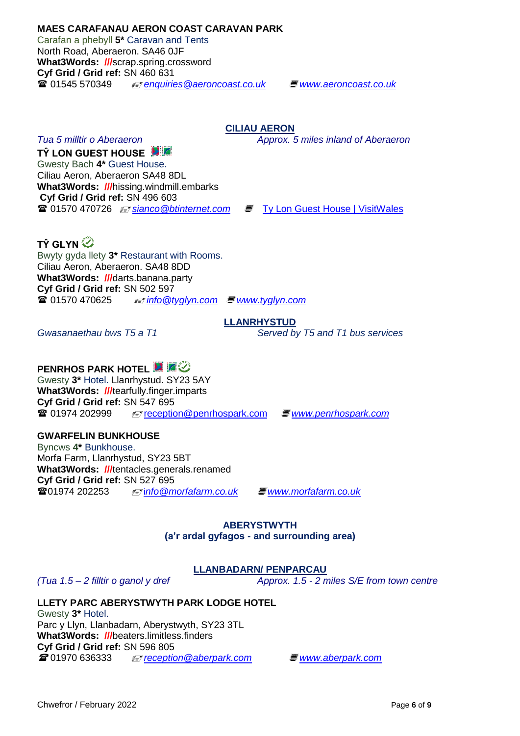**MAES CARAFANAU AERON COAST CARAVAN PARK**
Carafan a phebyll **5*** Caravan and Tents
North Road, Aberaeron. SA46 0JF
**What3Words: ///**scrap.spring.crossword
**Cyf Grid / Grid ref:** SN 460 631
☎ 01545 570349 *enquiries@aeroncoast.co.uk* *www.aeroncoast.co.uk*

## CILIAU AERON

*Tua 5 milltir o Aberaeron* *Approx. 5 miles inland of Aberaeron*

**TŶ LON GUEST HOUSE**
Gwesty Bach **4*** Guest House.
Ciliau Aeron, Aberaeron SA48 8DL
**What3Words: ///**hissing.windmill.embarks
**Cyf Grid / Grid ref:** SN 496 603
☎ 01570 470726 *sianco@btinternet.com* Ty Lon Guest House | VisitWales

**TŶ GLYN**
Bwyty gyda llety **3*** Restaurant with Rooms.
Ciliau Aeron, Aberaeron. SA48 8DD
**What3Words: ///**darts.banana.party
**Cyf Grid / Grid ref:** SN 502 597
☎ 01570 470625 *info@tyglyn.com* *www.tyglyn.com*

## LLANRHYSTUD

*Gwasanaethau bws T5 a T1* *Served by T5 and T1 bus services*

**PENRHOS PARK HOTEL**
Gwesty **3*** Hotel. Llanrhystud. SY23 5AY
**What3Words: ///**tearfully.finger.imparts
**Cyf Grid / Grid ref:** SN 547 695
☎ 01974 202999 reception@penrhospark.com *www.penrhospark.com*

**GWARFELIN BUNKHOUSE**
Byncws **4*** Bunkhouse.
Morfa Farm, Llanrhystud, SY23 5BT
**What3Words: ///**tentacles.generals.renamed
**Cyf Grid / Grid ref:** SN 527 695
☎01974 202253 *info@morfafarm.co.uk* *www.morfafarm.co.uk*

## ABERYSTWYTH
## (a'r ardal gyfagos - and surrounding area)

### LLANBADARN/ PENPARCAU

*(Tua 1.5 – 2 filltir o ganol y dref* *Approx. 1.5 - 2 miles S/E from town centre*

**LLETY PARC ABERYSTWYTH PARK LODGE HOTEL**
Gwesty **3*** Hotel.
Parc y Llyn, Llanbadarn, Aberystwyth, SY23 3TL
**What3Words: ///**beaters.limitless.finders
**Cyf Grid / Grid ref:** SN 596 805
☎01970 636333 *reception@aberpark.com* *www.aberpark.com*

Chwefror / February 2022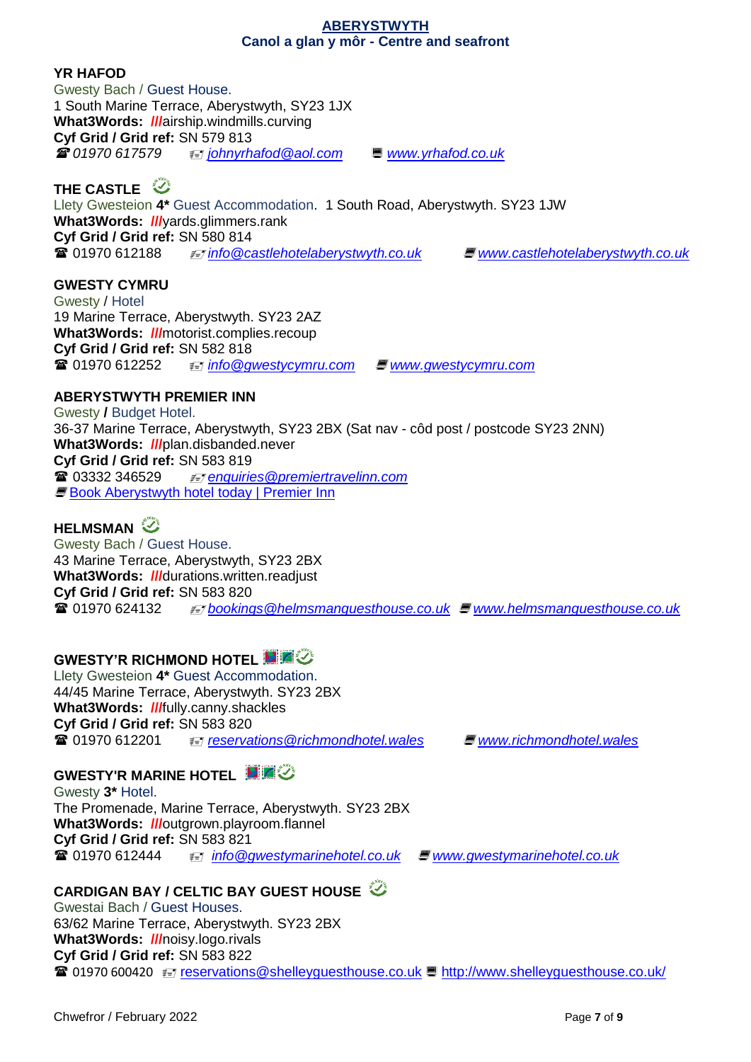**ABERYSTWYTH**
**Canol a glan y môr - Centre and seafront**

**YR HAFOD**
Gwesty Bach / Guest House.
1 South Marine Terrace, Aberystwyth, SY23 1JX
**What3Words: ///**airship.windmills.curving
**Cyf Grid / Grid ref:** SN 579 813
☎ *01970 617579* *johnyrhafod@aol.com* *www.yrhafod.co.uk*

**THE CASTLE**
Llety Gwesteion **4*** Guest Accommodation. 1 South Road, Aberystwyth. SY23 1JW
**What3Words: ///**yards.glimmers.rank
**Cyf Grid / Grid ref:** SN 580 814
☎ 01970 612188 *info@castlehotelaberystwyth.co.uk* *www.castlehotelaberystwyth.co.uk*

**GWESTY CYMRU**
Gwesty / Hotel
19 Marine Terrace, Aberystwyth. SY23 2AZ
**What3Words: ///**motorist.complies.recoup
**Cyf Grid / Grid ref:** SN 582 818
☎ 01970 612252 *info@gwestycymru.com* *www.gwestycymru.com*

**ABERYSTWYTH PREMIER INN**
Gwesty **/** Budget Hotel.
36-37 Marine Terrace, Aberystwyth, SY23 2BX (Sat nav - côd post / postcode SY23 2NN)
**What3Words: ///**plan.disbanded.never
**Cyf Grid / Grid ref:** SN 583 819
☎ 03332 346529 *enquiries@premiertravelinn.com*
Book Aberystwyth hotel today | Premier Inn

**HELMSMAN**
Gwesty Bach / Guest House.
43 Marine Terrace, Aberystwyth, SY23 2BX
**What3Words: ///**durations.written.readjust
**Cyf Grid / Grid ref:** SN 583 820
☎ 01970 624132 *bookings@helmsmanguesthouse.co.uk* *www.helmsmanguesthouse.co.uk*

**GWESTY'R RICHMOND HOTEL**
Llety Gwesteion **4*** Guest Accommodation.
44/45 Marine Terrace, Aberystwyth. SY23 2BX
**What3Words: ///**fully.canny.shackles
**Cyf Grid / Grid ref:** SN 583 820
☎ 01970 612201 *reservations@richmondhotel.wales* *www.richmondhotel.wales*

**GWESTY'R MARINE HOTEL**
Gwesty **3*** Hotel.
The Promenade, Marine Terrace, Aberystwyth. SY23 2BX
**What3Words: ///**outgrown.playroom.flannel
**Cyf Grid / Grid ref:** SN 583 821
☎ 01970 612444 *info@gwestymarinehotel.co.uk* *www.gwestymarinehotel.co.uk*

**CARDIGAN BAY / CELTIC BAY GUEST HOUSE**
Gwestai Bach / Guest Houses.
63/62 Marine Terrace, Aberystwyth. SY23 2BX
**What3Words: ///**noisy.logo.rivals
**Cyf Grid / Grid ref:** SN 583 822
☎ 01970 600420 reservations@shelleyguesthouse.co.uk http://www.shelleyguesthouse.co.uk/

Chwefror / February 2022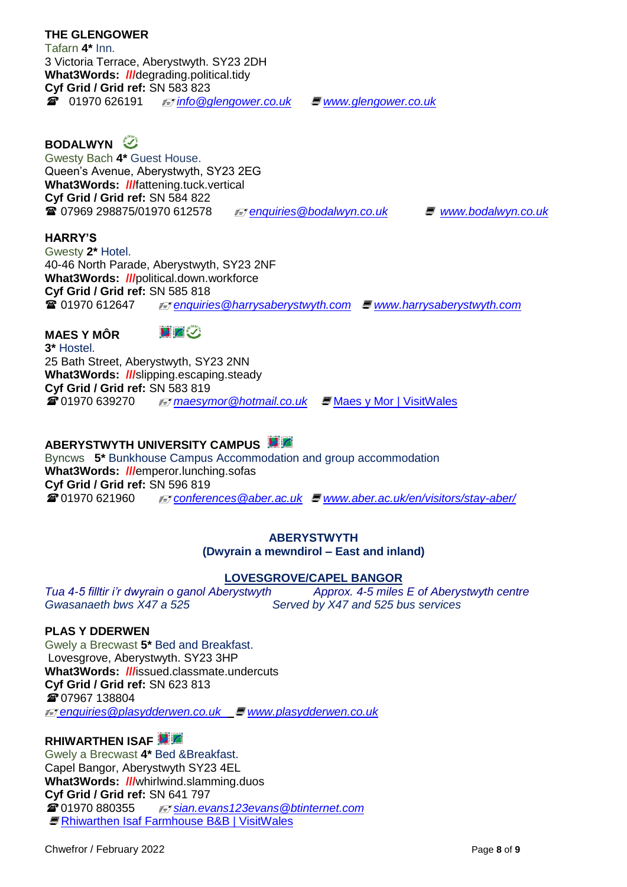**THE GLENGOWER**
Tafarn **4*** Inn.
3 Victoria Terrace, Aberystwyth. SY23 2DH
**What3Words:** ///degrading.political.tidy
**Cyf Grid / Grid ref:** SN 583 823
☎ 01970 626191 *info@glengower.co.uk* *www.glengower.co.uk*

**BODALWYN**
Gwesty Bach **4*** Guest House.
Queen's Avenue, Aberystwyth, SY23 2EG
**What3Words:** ///fattening.tuck.vertical
**Cyf Grid / Grid ref:** SN 584 822
☎ 07969 298875/01970 612578 *enquiries@bodalwyn.co.uk* *www.bodalwyn.co.uk*

**HARRY'S**
Gwesty **2*** Hotel.
40-46 North Parade, Aberystwyth, SY23 2NF
**What3Words:** ///political.down.workforce
**Cyf Grid / Grid ref:** SN 585 818
☎ 01970 612647 *enquiries@harrysaberystwyth.com* *www.harrysaberystwyth.com*

**MAES Y MÔR**
**3*** Hostel.
25 Bath Street, Aberystwyth, SY23 2NN
**What3Words:** ///slipping.escaping.steady
**Cyf Grid / Grid ref:** SN 583 819
☎ 01970 639270 *maesymor@hotmail.co.uk* Maes y Mor | VisitWales

**ABERYSTWYTH UNIVERSITY CAMPUS**
Byncws **5*** Bunkhouse Campus Accommodation and group accommodation
**What3Words:** ///emperor.lunching.sofas
**Cyf Grid / Grid ref:** SN 596 819
☎ 01970 621960 *conferences@aber.ac.uk* *www.aber.ac.uk/en/visitors/stay-aber/*

## ABERYSTWYTH
## (Dwyrain a mewndirol – East and inland)

### LOVESGROVE/CAPEL BANGOR

*Tua 4-5 filltir i'r dwyrain o ganol Aberystwyth*
*Gwasanaeth bws X47 a 525*

*Approx. 4-5 miles E of Aberystwyth centre*
*Served by X47 and 525 bus services*

**PLAS Y DDERWEN**
Gwely a Brecwast **5*** Bed and Breakfast.
Lovesgrove, Aberystwyth. SY23 3HP
**What3Words:** ///issued.classmate.undercuts
**Cyf Grid / Grid ref:** SN 623 813
☎ 07967 138804
*enquiries@plasydderwen.co.uk* *www.plasydderwen.co.uk*

**RHIWARTHEN ISAF**
Gwely a Brecwast **4*** Bed &Breakfast.
Capel Bangor, Aberystwyth SY23 4EL
**What3Words:** ///whirlwind.slamming.duos
**Cyf Grid / Grid ref:** SN 641 797
☎ 01970 880355 *sian.evans123evans@btinternet.com*
Rhiwarthen Isaf Farmhouse B&B | VisitWales

Chwefror / February 2022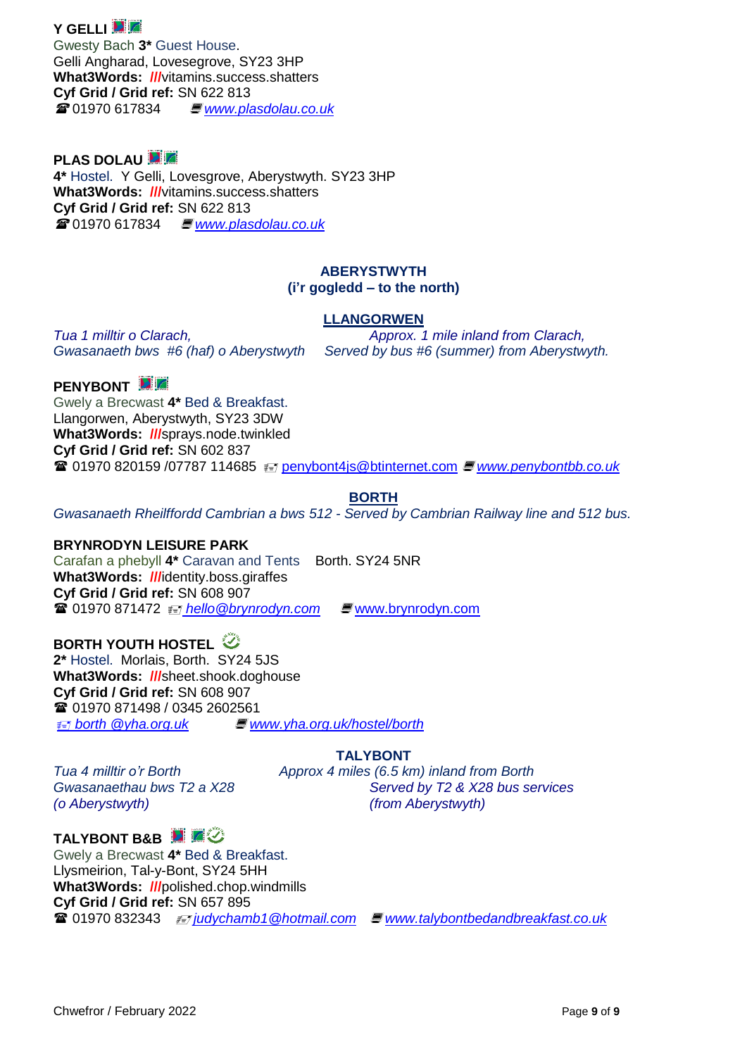**Y GELLI**

Gwesty Bach **3*** Guest House.
Gelli Angharad, Lovesegrove, SY23 3HP
**What3Words:** ***///***vitamins.success.shatters
**Cyf Grid / Grid ref:** SN 622 813
☎ 01970 617834 *www.plasdolau.co.uk*

**PLAS DOLAU**

**4*** Hostel. Y Gelli, Lovesgrove, Aberystwyth. SY23 3HP
**What3Words:** ***///***vitamins.success.shatters
**Cyf Grid / Grid ref:** SN 622 813
☎ 01970 617834 *www.plasdolau.co.uk*

## ABERYSTWYTH
## (i'r gogledd – to the north)

### LLANGORWEN

*Tua 1 milltir o Clarach, Gwasanaeth bws #6 (haf) o Aberystwyth*

*Approx. 1 mile inland from Clarach, Served by bus #6 (summer) from Aberystwyth.*

**PENYBONT**

Gwely a Brecwast **4*** Bed & Breakfast.
Llangorwen, Aberystwyth, SY23 3DW
**What3Words:** ***///***sprays.node.twinkled
**Cyf Grid / Grid ref:** SN 602 837
☎ 01970 820159 /07787 114685 penybont4js@btinternet.com *www.penybontbb.co.uk*

### BORTH

*Gwasanaeth Rheilffordd Cambrian a bws 512 - Served by Cambrian Railway line and 512 bus.*

**BRYNRODYN LEISURE PARK**

Carafan a phebyll **4*** Caravan and Tents Borth. SY24 5NR
**What3Words:** ***///***identity.boss.giraffes
**Cyf Grid / Grid ref:** SN 608 907
☎ 01970 871472 *hello@brynrodyn.com* www.brynrodyn.com

**BORTH YOUTH HOSTEL**

**2*** Hostel. Morlais, Borth. SY24 5JS
**What3Words:** ***///***sheet.shook.doghouse
**Cyf Grid / Grid ref:** SN 608 907
☎ 01970 871498 / 0345 2602561
*borth @yha.org.uk* *www.yha.org.uk/hostel/borth*

### TALYBONT

*Tua 4 milltir o'r Borth Gwasanaethau bws T2 a X28 (o Aberystwyth)*

*Approx 4 miles (6.5 km) inland from Borth Served by T2 & X28 bus services (from Aberystwyth)*

**TALYBONT B&B**

Gwely a Brecwast **4*** Bed & Breakfast.
Llysmeirion, Tal-y-Bont, SY24 5HH
**What3Words:** ***///***polished.chop.windmills
**Cyf Grid / Grid ref:** SN 657 895
☎ 01970 832343 *judychamb1@hotmail.com* *www.talybontbedandbreakfast.co.uk*

Chwefror / February 2022